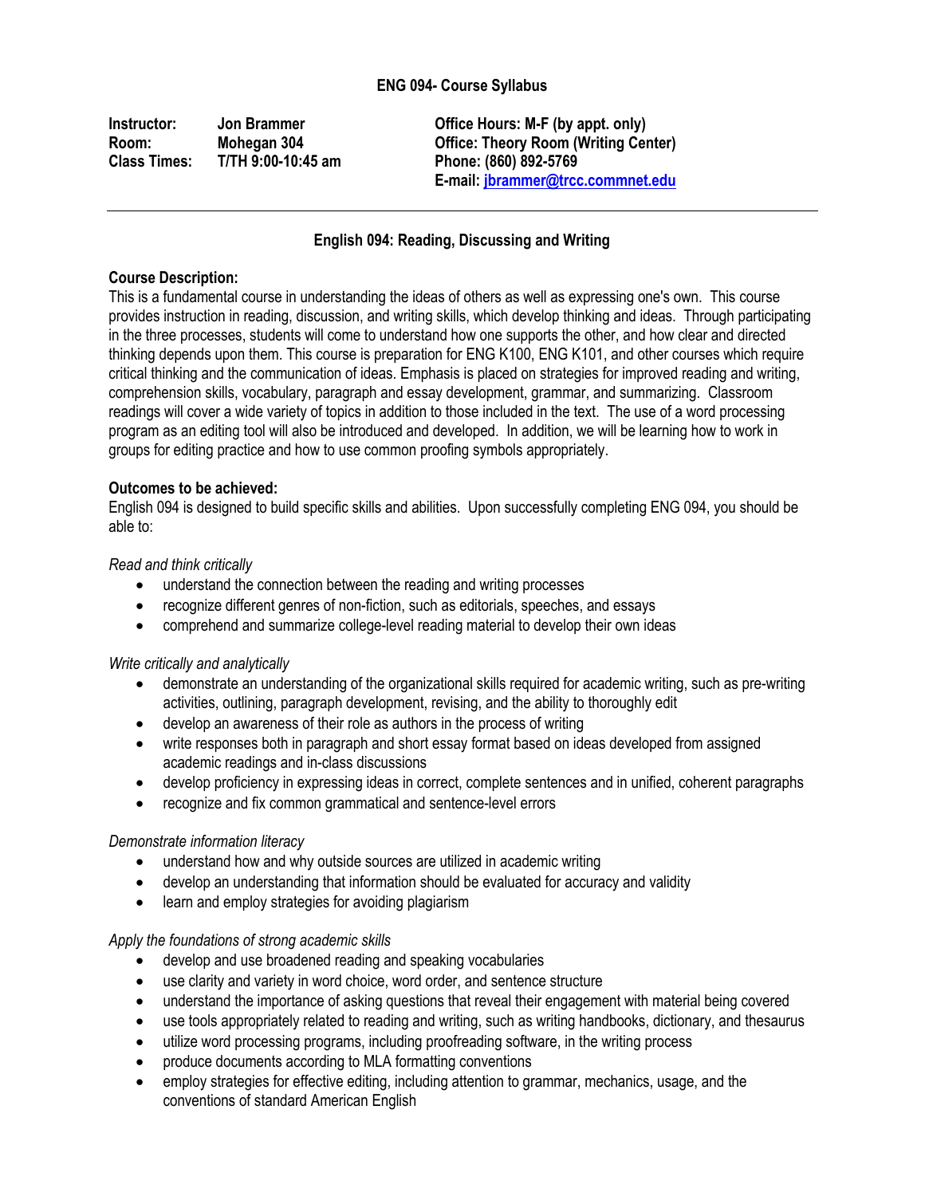# ENG 094- Course Syllabus

| | | |
|---|---|---|
| **Instructor:** | **Jon Brammer** | **Office Hours: M-F (by appt. only)** |
| **Room:** | **Mohegan 304** | **Office: Theory Room (Writing Center)** |
| **Class Times:** | **T/TH 9:00-10:45 am** | **Phone: (860) 892-5769** |
| | | **E-mail: jbrammer@trcc.commnet.edu** |

---

## English 094: Reading, Discussing and Writing

**Course Description:**
This is a fundamental course in understanding the ideas of others as well as expressing one's own. This course provides instruction in reading, discussion, and writing skills, which develop thinking and ideas. Through participating in the three processes, students will come to understand how one supports the other, and how clear and directed thinking depends upon them. This course is preparation for ENG K100, ENG K101, and other courses which require critical thinking and the communication of ideas. Emphasis is placed on strategies for improved reading and writing, comprehension skills, vocabulary, paragraph and essay development, grammar, and summarizing. Classroom readings will cover a wide variety of topics in addition to those included in the text. The use of a word processing program as an editing tool will also be introduced and developed. In addition, we will be learning how to work in groups for editing practice and how to use common proofing symbols appropriately.

**Outcomes to be achieved:**
English 094 is designed to build specific skills and abilities. Upon successfully completing ENG 094, you should be able to:

*Read and think critically*

- understand the connection between the reading and writing processes
- recognize different genres of non-fiction, such as editorials, speeches, and essays
- comprehend and summarize college-level reading material to develop their own ideas

*Write critically and analytically*

- demonstrate an understanding of the organizational skills required for academic writing, such as pre-writing activities, outlining, paragraph development, revising, and the ability to thoroughly edit
- develop an awareness of their role as authors in the process of writing
- write responses both in paragraph and short essay format based on ideas developed from assigned academic readings and in-class discussions
- develop proficiency in expressing ideas in correct, complete sentences and in unified, coherent paragraphs
- recognize and fix common grammatical and sentence-level errors

*Demonstrate information literacy*

- understand how and why outside sources are utilized in academic writing
- develop an understanding that information should be evaluated for accuracy and validity
- learn and employ strategies for avoiding plagiarism

*Apply the foundations of strong academic skills*

- develop and use broadened reading and speaking vocabularies
- use clarity and variety in word choice, word order, and sentence structure
- understand the importance of asking questions that reveal their engagement with material being covered
- use tools appropriately related to reading and writing, such as writing handbooks, dictionary, and thesaurus
- utilize word processing programs, including proofreading software, in the writing process
- produce documents according to MLA formatting conventions
- employ strategies for effective editing, including attention to grammar, mechanics, usage, and the conventions of standard American English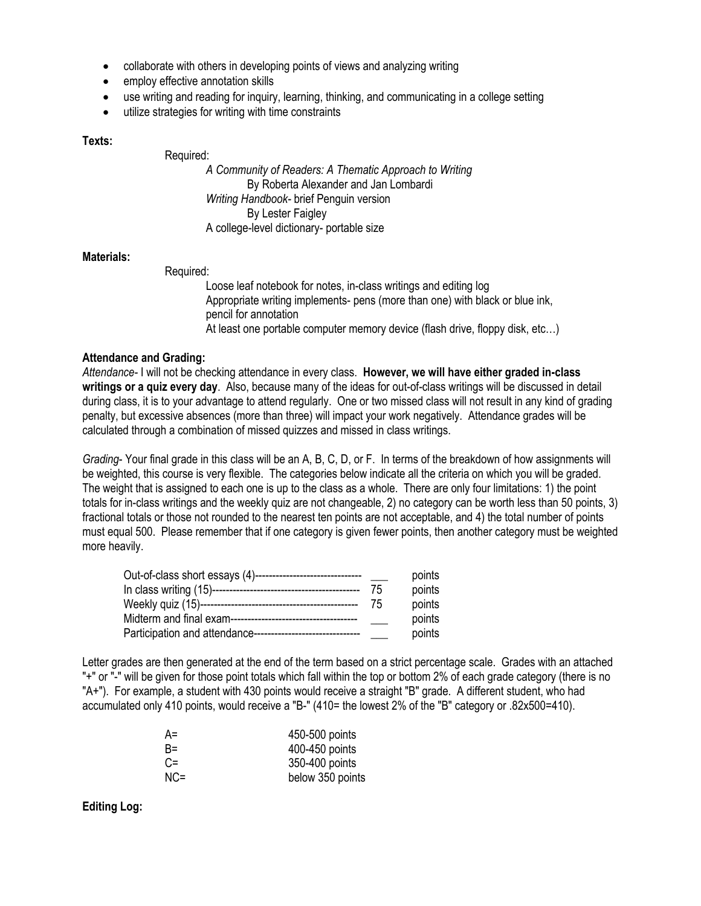- collaborate with others in developing points of views and analyzing writing
- employ effective annotation skills
- use writing and reading for inquiry, learning, thinking, and communicating in a college setting
- utilize strategies for writing with time constraints

**Texts:**

Required:

*A Community of Readers: A Thematic Approach to Writing*
By Roberta Alexander and Jan Lombardi
*Writing Handbook*- brief Penguin version
By Lester Faigley
A college-level dictionary- portable size

**Materials:**

Required:

Loose leaf notebook for notes, in-class writings and editing log
Appropriate writing implements- pens (more than one) with black or blue ink, pencil for annotation
At least one portable computer memory device (flash drive, floppy disk, etc…)

**Attendance and Grading:**

*Attendance*- I will not be checking attendance in every class. **However, we will have either graded in-class writings or a quiz every day**. Also, because many of the ideas for out-of-class writings will be discussed in detail during class, it is to your advantage to attend regularly. One or two missed class will not result in any kind of grading penalty, but excessive absences (more than three) will impact your work negatively. Attendance grades will be calculated through a combination of missed quizzes and missed in class writings.

*Grading*- Your final grade in this class will be an A, B, C, D, or F. In terms of the breakdown of how assignments will be weighted, this course is very flexible. The categories below indicate all the criteria on which you will be graded. The weight that is assigned to each one is up to the class as a whole. There are only four limitations: 1) the point totals for in-class writings and the weekly quiz are not changeable, 2) no category can be worth less than 50 points, 3) fractional totals or those not rounded to the nearest ten points are not acceptable, and 4) the total number of points must equal 500. Please remember that if one category is given fewer points, then another category must be weighted more heavily.

| Category | | |
|---|---|---|
| Out-of-class short essays (4)------------------------------- | ___ | points |
| In class writing (15)------------------------------------------- | 75 | points |
| Weekly quiz (15)------------------------------------------------ | 75 | points |
| Midterm and final exam------------------------------------- | ___ | points |
| Participation and attendance------------------------------- | ___ | points |

Letter grades are then generated at the end of the term based on a strict percentage scale. Grades with an attached "+" or "-" will be given for those point totals which fall within the top or bottom 2% of each grade category (there is no "A+"). For example, a student with 430 points would receive a straight "B" grade. A different student, who had accumulated only 410 points, would receive a "B-" (410= the lowest 2% of the "B" category or .82x500=410).

| Grade | Points |
|---|---|
| A= | 450-500 points |
| B= | 400-450 points |
| C= | 350-400 points |
| NC= | below 350 points |

**Editing Log:**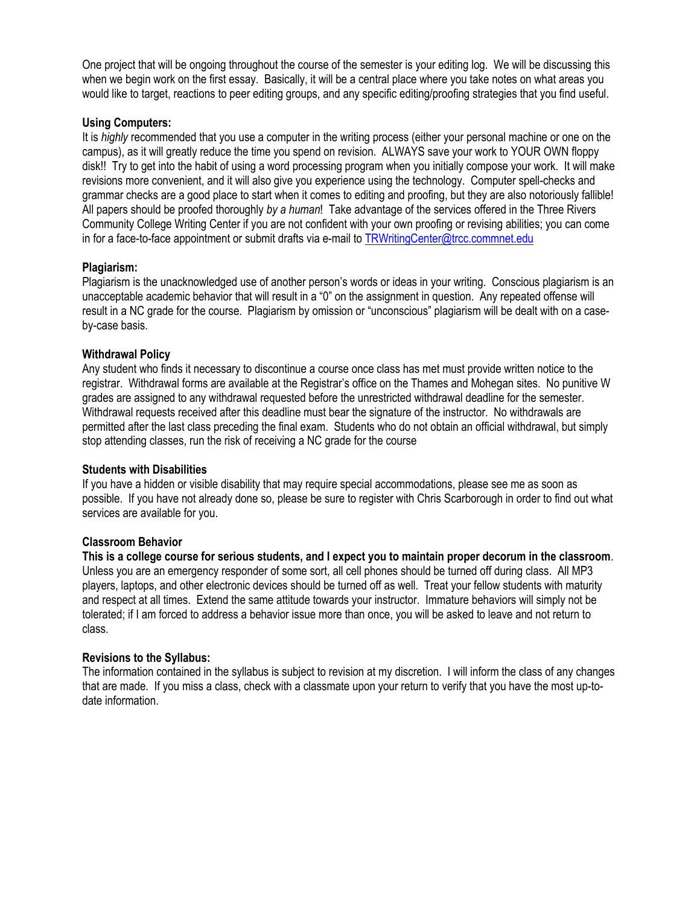One project that will be ongoing throughout the course of the semester is your editing log. We will be discussing this when we begin work on the first essay. Basically, it will be a central place where you take notes on what areas you would like to target, reactions to peer editing groups, and any specific editing/proofing strategies that you find useful.

**Using Computers:**
It is *highly* recommended that you use a computer in the writing process (either your personal machine or one on the campus), as it will greatly reduce the time you spend on revision. ALWAYS save your work to YOUR OWN floppy disk!! Try to get into the habit of using a word processing program when you initially compose your work. It will make revisions more convenient, and it will also give you experience using the technology. Computer spell-checks and grammar checks are a good place to start when it comes to editing and proofing, but they are also notoriously fallible! All papers should be proofed thoroughly *by a human*! Take advantage of the services offered in the Three Rivers Community College Writing Center if you are not confident with your own proofing or revising abilities; you can come in for a face-to-face appointment or submit drafts via e-mail to TRWritingCenter@trcc.commnet.edu

**Plagiarism:**
Plagiarism is the unacknowledged use of another person's words or ideas in your writing. Conscious plagiarism is an unacceptable academic behavior that will result in a "0" on the assignment in question. Any repeated offense will result in a NC grade for the course. Plagiarism by omission or "unconscious" plagiarism will be dealt with on a case-by-case basis.

**Withdrawal Policy**
Any student who finds it necessary to discontinue a course once class has met must provide written notice to the registrar. Withdrawal forms are available at the Registrar's office on the Thames and Mohegan sites. No punitive W grades are assigned to any withdrawal requested before the unrestricted withdrawal deadline for the semester. Withdrawal requests received after this deadline must bear the signature of the instructor. No withdrawals are permitted after the last class preceding the final exam. Students who do not obtain an official withdrawal, but simply stop attending classes, run the risk of receiving a NC grade for the course

**Students with Disabilities**
If you have a hidden or visible disability that may require special accommodations, please see me as soon as possible. If you have not already done so, please be sure to register with Chris Scarborough in order to find out what services are available for you.

**Classroom Behavior**
**This is a college course for serious students, and I expect you to maintain proper decorum in the classroom**. Unless you are an emergency responder of some sort, all cell phones should be turned off during class. All MP3 players, laptops, and other electronic devices should be turned off as well. Treat your fellow students with maturity and respect at all times. Extend the same attitude towards your instructor. Immature behaviors will simply not be tolerated; if I am forced to address a behavior issue more than once, you will be asked to leave and not return to class.

**Revisions to the Syllabus:**
The information contained in the syllabus is subject to revision at my discretion. I will inform the class of any changes that are made. If you miss a class, check with a classmate upon your return to verify that you have the most up-to-date information.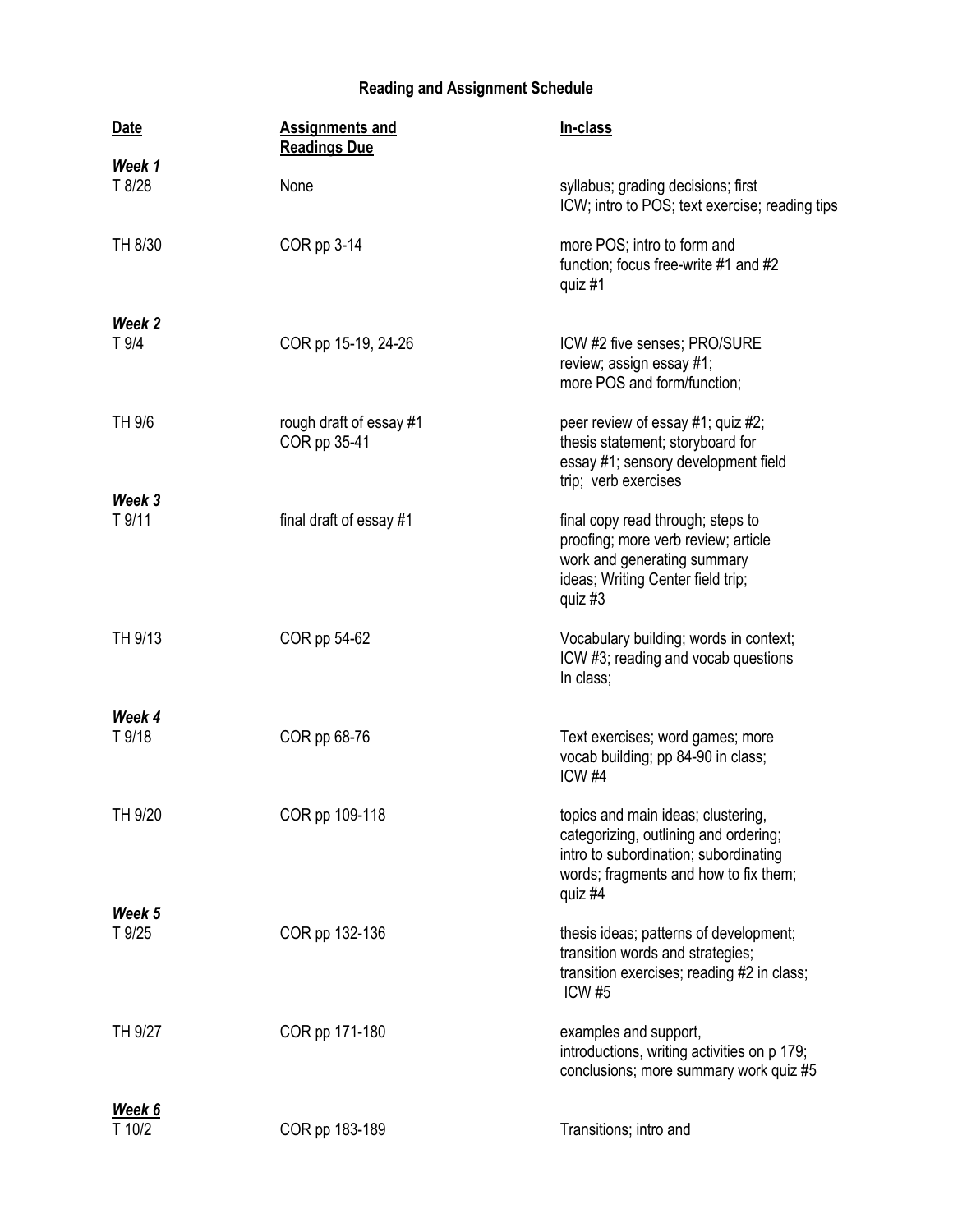# Reading and Assignment Schedule

| Date | Assignments and Readings Due | In-class |
| --- | --- | --- |
| ***Week 1*** | | |
| T 8/28 | None | syllabus; grading decisions; first ICW; intro to POS; text exercise; reading tips |
| TH 8/30 | COR pp 3-14 | more POS; intro to form and function; focus free-write #1 and #2 quiz #1 |
| ***Week 2*** | | |
| T 9/4 | COR pp 15-19, 24-26 | ICW #2 five senses; PRO/SURE review; assign essay #1; more POS and form/function; |
| TH 9/6 | rough draft of essay #1 COR pp 35-41 | peer review of essay #1; quiz #2; thesis statement; storyboard for essay #1; sensory development field trip; verb exercises |
| ***Week 3*** | | |
| T 9/11 | final draft of essay #1 | final copy read through; steps to proofing; more verb review; article work and generating summary ideas; Writing Center field trip; quiz #3 |
| TH 9/13 | COR pp 54-62 | Vocabulary building; words in context; ICW #3; reading and vocab questions In class; |
| ***Week 4*** | | |
| T 9/18 | COR pp 68-76 | Text exercises; word games; more vocab building; pp 84-90 in class; ICW #4 |
| TH 9/20 | COR pp 109-118 | topics and main ideas; clustering, categorizing, outlining and ordering; intro to subordination; subordinating words; fragments and how to fix them; quiz #4 |
| ***Week 5*** | | |
| T 9/25 | COR pp 132-136 | thesis ideas; patterns of development; transition words and strategies; transition exercises; reading #2 in class; ICW #5 |
| TH 9/27 | COR pp 171-180 | examples and support, introductions, writing activities on p 179; conclusions; more summary work quiz #5 |
| ***Week 6*** | | |
| T 10/2 | COR pp 183-189 | Transitions; intro and |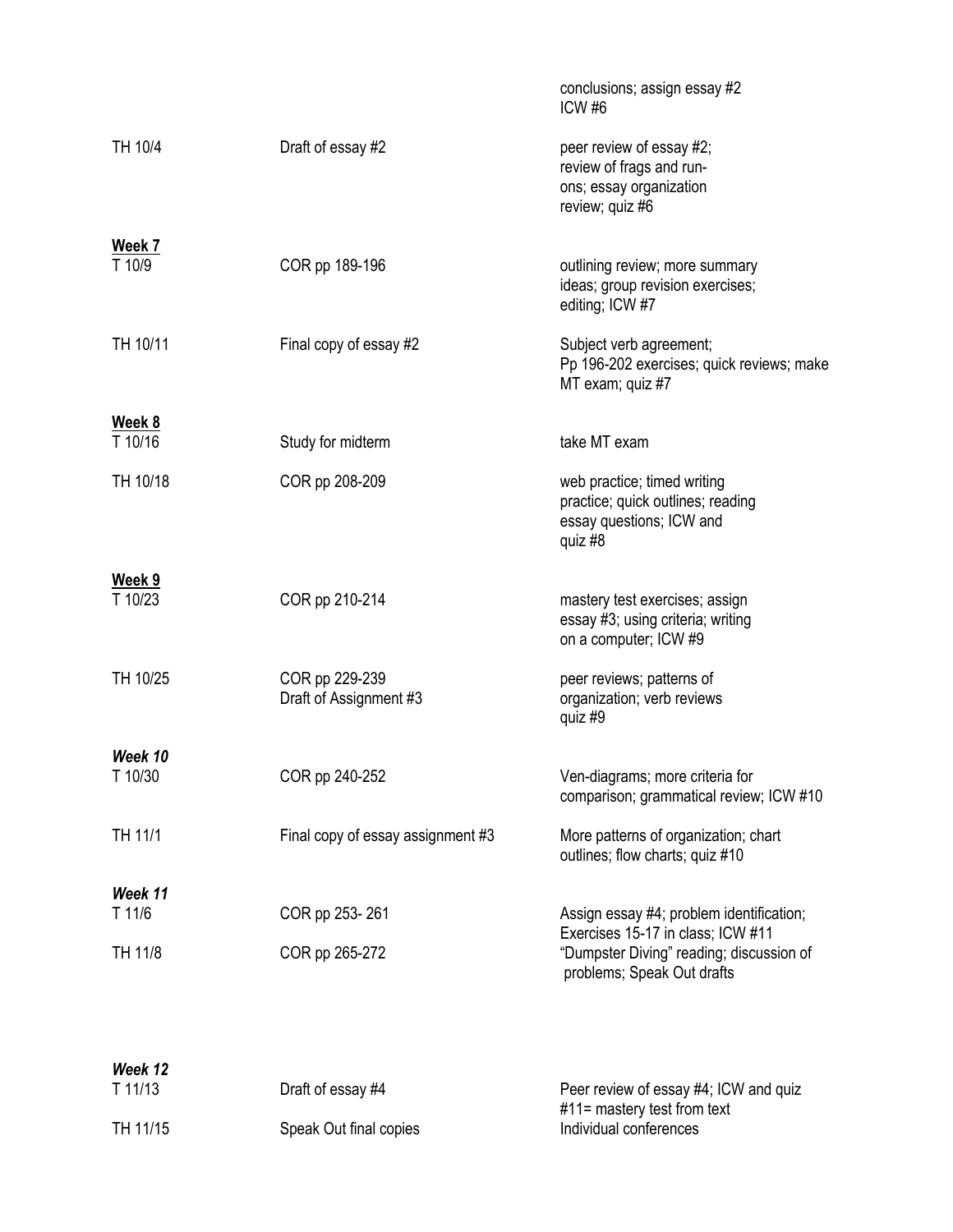| | | |
|---|---|---|
| | | conclusions; assign essay #2<br>ICW #6 |
| TH 10/4 | Draft of essay #2 | peer review of essay #2; review of frags and run-ons; essay organization review; quiz #6 |
| **Week 7** | | |
| T 10/9 | COR pp 189-196 | outlining review; more summary ideas; group revision exercises; editing; ICW #7 |
| TH 10/11 | Final copy of essay #2 | Subject verb agreement; Pp 196-202 exercises; quick reviews; make MT exam; quiz #7 |
| **Week 8** | | |
| T 10/16 | Study for midterm | take MT exam |
| TH 10/18 | COR pp 208-209 | web practice; timed writing practice; quick outlines; reading essay questions; ICW and quiz #8 |
| **Week 9** | | |
| T 10/23 | COR pp 210-214 | mastery test exercises; assign essay #3; using criteria; writing on a computer; ICW #9 |
| TH 10/25 | COR pp 229-239<br>Draft of Assignment #3 | peer reviews; patterns of organization; verb reviews quiz #9 |
| ***Week 10*** | | |
| T 10/30 | COR pp 240-252 | Ven-diagrams; more criteria for comparison; grammatical review; ICW #10 |
| TH 11/1 | Final copy of essay assignment #3 | More patterns of organization; chart outlines; flow charts; quiz #10 |
| ***Week 11*** | | |
| T 11/6 | COR pp 253- 261 | Assign essay #4; problem identification; Exercises 15-17 in class; ICW #11 |
| TH 11/8 | COR pp 265-272 | "Dumpster Diving" reading; discussion of problems; Speak Out drafts |
| ***Week 12*** | | |
| T 11/13 | Draft of essay #4 | Peer review of essay #4; ICW and quiz #11= mastery test from text |
| TH 11/15 | Speak Out final copies | Individual conferences |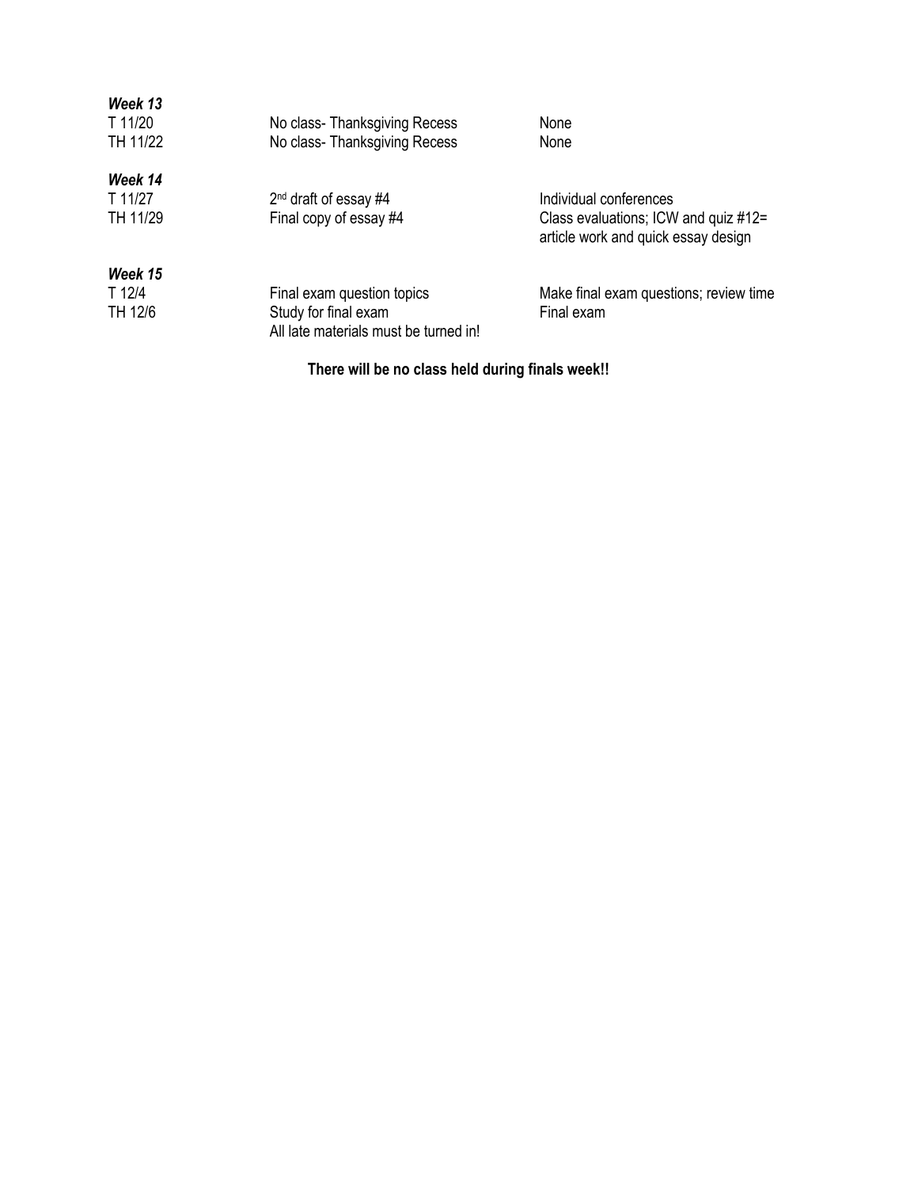***Week 13***

| | | |
|---|---|---|
| T 11/20 | No class- Thanksgiving Recess | None |
| TH 11/22 | No class- Thanksgiving Recess | None |

***Week 14***

| | | |
|---|---|---|
| T 11/27 | 2nd draft of essay #4 | Individual conferences |
| TH 11/29 | Final copy of essay #4 | Class evaluations; ICW and quiz #12= article work and quick essay design |

***Week 15***

| | | |
|---|---|---|
| T 12/4 | Final exam question topics | Make final exam questions; review time |
| TH 12/6 | Study for final exam<br>All late materials must be turned in! | Final exam |

**There will be no class held during finals week!!**